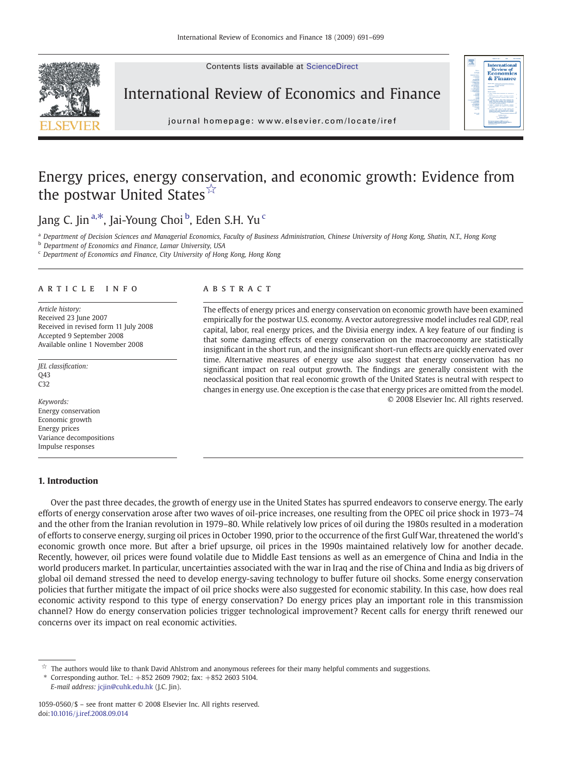# Energy prices, energy conservation, and economic growth: Evidence from the postwar United States ☆

Jang C. Jin [a,*], Jai-Young Choi [b], Eden S.H. Yu [c]

[a] *Department of Decision Sciences and Managerial Economics, Faculty of Business Administration, Chinese University of Hong Kong, Shatin, N.T., Hong Kong*
[b] *Department of Economics and Finance, Lamar University, USA*
[c] *Department of Economics and Finance, City University of Hong Kong, Hong Kong*

## ARTICLE INFO

*Article history:*
Received 23 June 2007
Received in revised form 11 July 2008
Accepted 9 September 2008
Available online 1 November 2008

*JEL classification:*
Q43
C32

*Keywords:*
Energy conservation
Economic growth
Energy prices
Variance decompositions
Impulse responses

## ABSTRACT

The effects of energy prices and energy conservation on economic growth have been examined empirically for the postwar U.S. economy. A vector autoregressive model includes real GDP, real capital, labor, real energy prices, and the Divisia energy index. A key feature of our finding is that some damaging effects of energy conservation on the macroeconomy are statistically insignificant in the short run, and the insignificant short-run effects are quickly enervated over time. Alternative measures of energy use also suggest that energy conservation has no significant impact on real output growth. The findings are generally consistent with the neoclassical position that real economic growth of the United States is neutral with respect to changes in energy use. One exception is the case that energy prices are omitted from the model.

© 2008 Elsevier Inc. All rights reserved.

## 1. Introduction

Over the past three decades, the growth of energy use in the United States has spurred endeavors to conserve energy. The early efforts of energy conservation arose after two waves of oil-price increases, one resulting from the OPEC oil price shock in 1973–74 and the other from the Iranian revolution in 1979–80. While relatively low prices of oil during the 1980s resulted in a moderation of efforts to conserve energy, surging oil prices in October 1990, prior to the occurrence of the first Gulf War, threatened the world's economic growth once more. But after a brief upsurge, oil prices in the 1990s maintained relatively low for another decade. Recently, however, oil prices were found volatile due to Middle East tensions as well as an emergence of China and India in the world producers market. In particular, uncertainties associated with the war in Iraq and the rise of China and India as big drivers of global oil demand stressed the need to develop energy-saving technology to buffer future oil shocks. Some energy conservation policies that further mitigate the impact of oil price shocks were also suggested for economic stability. In this case, how does real economic activity respond to this type of energy conservation? Do energy prices play an important role in this transmission channel? How do energy conservation policies trigger technological improvement? Recent calls for energy thrift renewed our concerns over its impact on real economic activities.

☆ The authors would like to thank David Ahlstrom and anonymous referees for their many helpful comments and suggestions.
\* Corresponding author. Tel.: +852 2609 7902; fax: +852 2603 5104.
*E-mail address:* jcjin@cuhk.edu.hk (J.C. Jin).

1059-0560/$ – see front matter © 2008 Elsevier Inc. All rights reserved.
doi:10.1016/j.iref.2008.09.014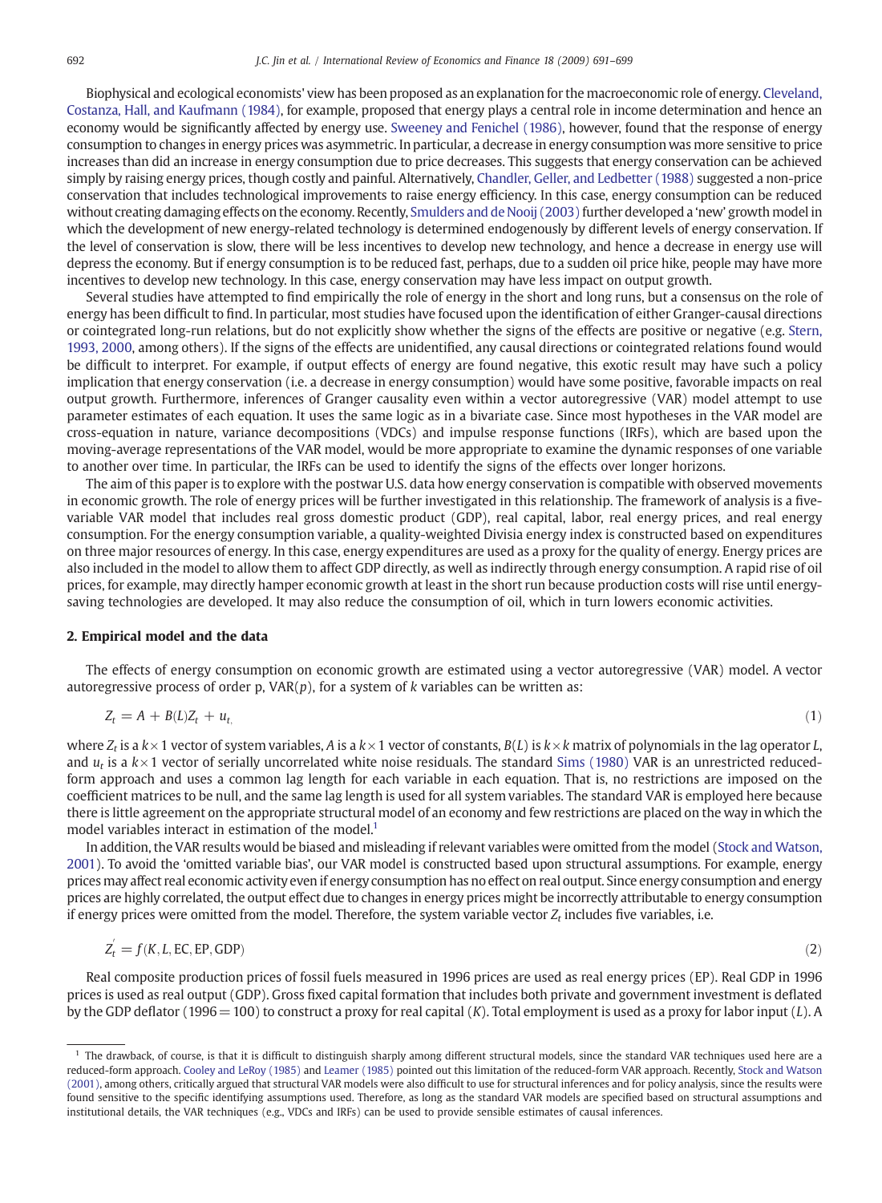Biophysical and ecological economists' view has been proposed as an explanation for the macroeconomic role of energy. Cleveland, Costanza, Hall, and Kaufmann (1984), for example, proposed that energy plays a central role in income determination and hence an economy would be significantly affected by energy use. Sweeney and Fenichel (1986), however, found that the response of energy consumption to changes in energy prices was asymmetric. In particular, a decrease in energy consumption was more sensitive to price increases than did an increase in energy consumption due to price decreases. This suggests that energy conservation can be achieved simply by raising energy prices, though costly and painful. Alternatively, Chandler, Geller, and Ledbetter (1988) suggested a non-price conservation that includes technological improvements to raise energy efficiency. In this case, energy consumption can be reduced without creating damaging effects on the economy. Recently, Smulders and de Nooij (2003) further developed a 'new' growth model in which the development of new energy-related technology is determined endogenously by different levels of energy conservation. If the level of conservation is slow, there will be less incentives to develop new technology, and hence a decrease in energy use will depress the economy. But if energy consumption is to be reduced fast, perhaps, due to a sudden oil price hike, people may have more incentives to develop new technology. In this case, energy conservation may have less impact on output growth.

Several studies have attempted to find empirically the role of energy in the short and long runs, but a consensus on the role of energy has been difficult to find. In particular, most studies have focused upon the identification of either Granger-causal directions or cointegrated long-run relations, but do not explicitly show whether the signs of the effects are positive or negative (e.g. Stern, 1993, 2000, among others). If the signs of the effects are unidentified, any causal directions or cointegrated relations found would be difficult to interpret. For example, if output effects of energy are found negative, this exotic result may have such a policy implication that energy conservation (i.e. a decrease in energy consumption) would have some positive, favorable impacts on real output growth. Furthermore, inferences of Granger causality even within a vector autoregressive (VAR) model attempt to use parameter estimates of each equation. It uses the same logic as in a bivariate case. Since most hypotheses in the VAR model are cross-equation in nature, variance decompositions (VDCs) and impulse response functions (IRFs), which are based upon the moving-average representations of the VAR model, would be more appropriate to examine the dynamic responses of one variable to another over time. In particular, the IRFs can be used to identify the signs of the effects over longer horizons.

The aim of this paper is to explore with the postwar U.S. data how energy conservation is compatible with observed movements in economic growth. The role of energy prices will be further investigated in this relationship. The framework of analysis is a five-variable VAR model that includes real gross domestic product (GDP), real capital, labor, real energy prices, and real energy consumption. For the energy consumption variable, a quality-weighted Divisia energy index is constructed based on expenditures on three major resources of energy. In this case, energy expenditures are used as a proxy for the quality of energy. Energy prices are also included in the model to allow them to affect GDP directly, as well as indirectly through energy consumption. A rapid rise of oil prices, for example, may directly hamper economic growth at least in the short run because production costs will rise until energy-saving technologies are developed. It may also reduce the consumption of oil, which in turn lowers economic activities.

## 2. Empirical model and the data

The effects of energy consumption on economic growth are estimated using a vector autoregressive (VAR) model. A vector autoregressive process of order p, VAR($p$), for a system of $k$ variables can be written as:

$$Z_t = A + B(L)Z_t + u_t, \tag{1}$$

where $Z_t$ is a $k \times 1$ vector of system variables, $A$ is a $k \times 1$ vector of constants, $B(L)$ is $k \times k$ matrix of polynomials in the lag operator $L$, and $u_t$ is a $k \times 1$ vector of serially uncorrelated white noise residuals. The standard Sims (1980) VAR is an unrestricted reduced-form approach and uses a common lag length for each variable in each equation. That is, no restrictions are imposed on the coefficient matrices to be null, and the same lag length is used for all system variables. The standard VAR is employed here because there is little agreement on the appropriate structural model of an economy and few restrictions are placed on the way in which the model variables interact in estimation of the model.[1]

In addition, the VAR results would be biased and misleading if relevant variables were omitted from the model (Stock and Watson, 2001). To avoid the 'omitted variable bias', our VAR model is constructed based upon structural assumptions. For example, energy prices may affect real economic activity even if energy consumption has no effect on real output. Since energy consumption and energy prices are highly correlated, the output effect due to changes in energy prices might be incorrectly attributable to energy consumption if energy prices were omitted from the model. Therefore, the system variable vector $Z_t$ includes five variables, i.e.

$$Z_t' = f(K, L, \mathrm{EC}, \mathrm{EP}, \mathrm{GDP}) \tag{2}$$

Real composite production prices of fossil fuels measured in 1996 prices are used as real energy prices (EP). Real GDP in 1996 prices is used as real output (GDP). Gross fixed capital formation that includes both private and government investment is deflated by the GDP deflator (1996 = 100) to construct a proxy for real capital ($K$). Total employment is used as a proxy for labor input ($L$). A

[1] The drawback, of course, is that it is difficult to distinguish sharply among different structural models, since the standard VAR techniques used here are a reduced-form approach. Cooley and LeRoy (1985) and Leamer (1985) pointed out this limitation of the reduced-form VAR approach. Recently, Stock and Watson (2001), among others, critically argued that structural VAR models were also difficult to use for structural inferences and for policy analysis, since the results were found sensitive to the specific identifying assumptions used. Therefore, as long as the standard VAR models are specified based on structural assumptions and institutional details, the VAR techniques (e.g., VDCs and IRFs) can be used to provide sensible estimates of causal inferences.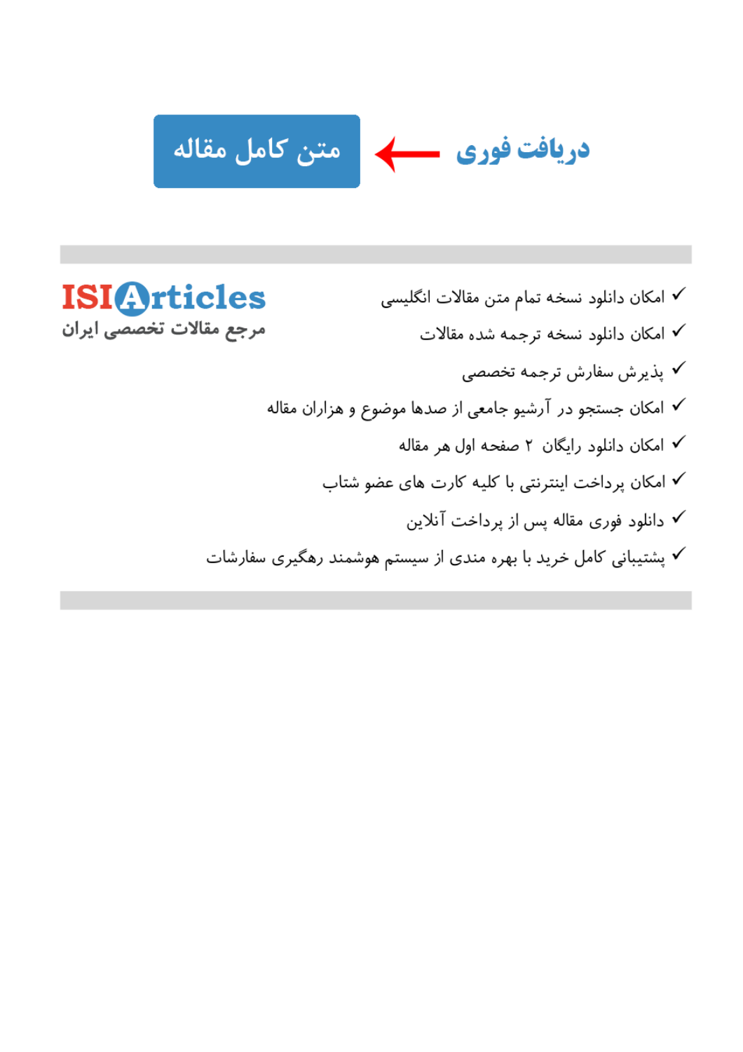دریافت فوری ← **متن کامل مقاله**

**ISIArticles**
مرجع مقالات تخصصی ایران

- ✓ امکان دانلود نسخه تمام متن مقالات انگلیسی
- ✓ امکان دانلود نسخه ترجمه شده مقالات
- ✓ پذیرش سفارش ترجمه تخصصی
- ✓ امکان جستجو در آرشیو جامعی از صدها موضوع و هزاران مقاله
- ✓ امکان دانلود رایگان ۲ صفحه اول هر مقاله
- ✓ امکان پرداخت اینترنتی با کلیه کارت های عضو شتاب
- ✓ دانلود فوری مقاله پس از پرداخت آنلاین
- ✓ پشتیبانی کامل خرید با بهره مندی از سیستم هوشمند رهگیری سفارشات